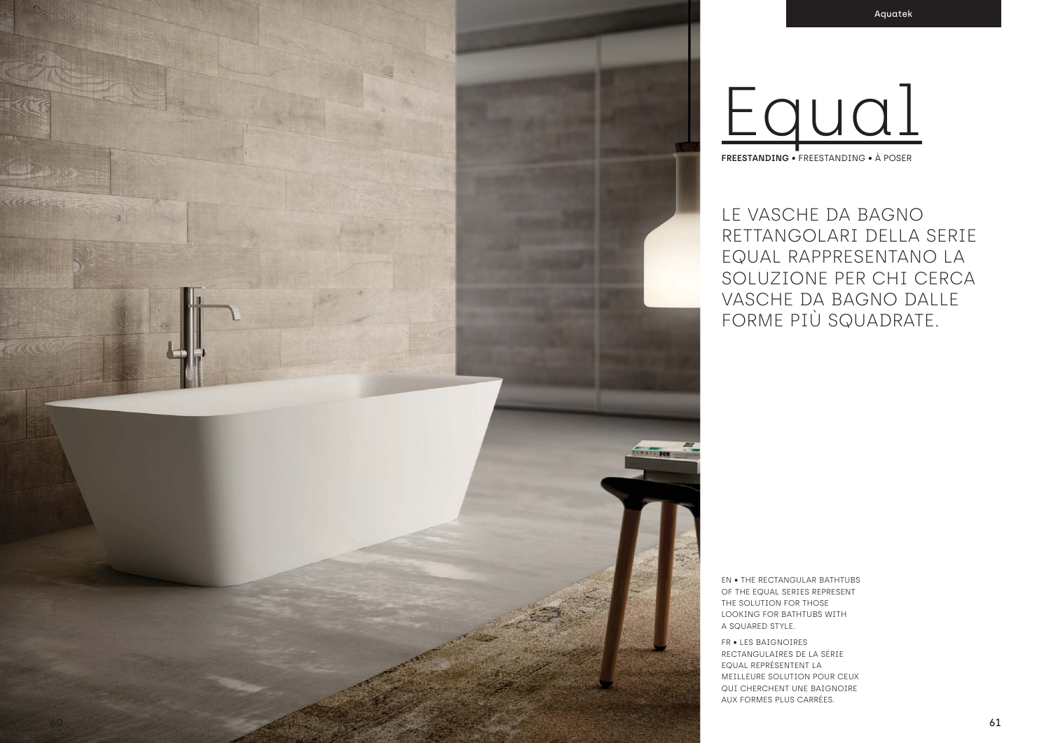# Equal

**FREESTANDING** • FREESTANDING • À POSER

LE VASCHE DA BAGNO RETTANGOLARI DELLA SERIE EQUAL RAPPRESENTANO LA SOLUZIONE PER CHI CERCA VASCHE DA BAGNO DALLE FORME PIÙ SQUADRATE.

EN • THE RECTANGULAR BATHTUBS OF THE EQUAL SERIES REPRESENT THE SOLUTION FOR THOSE LOOKING FOR BATHTUBS WITH A SQUARED STYLE.

FR • LES BAIGNOIRES RECTANGULAIRES DE LA SÉRIE EQUAL REPRÉSENTENT LA MEILLEURE SOLUTION POUR CEUX QUI CHERCHENT UNE BAIGNOIRE AUX FORMES PLUS CARRÉES.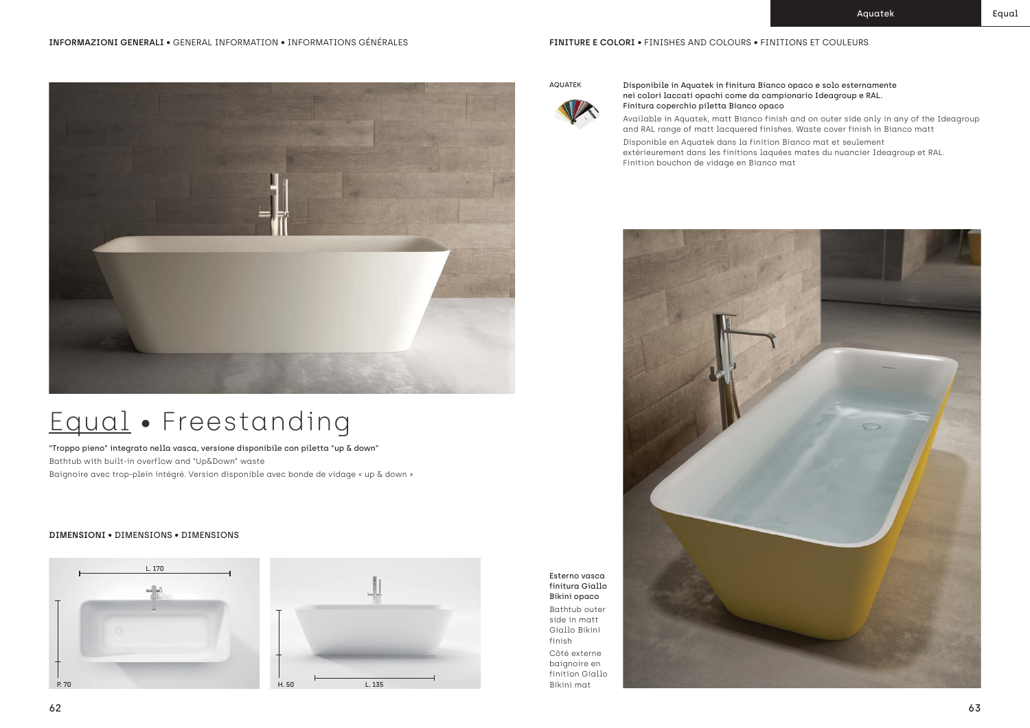**INFORMAZIONI GENERALI** • GENERAL INFORMATION • INFORMATIONS GÉNÉRALES

# Equal • Freestanding

"Troppo pieno" integrato nella vasca, versione disponibile con piletta "up & down"

Bathtub with built-in overflow and "Up&Down" waste

Baignoire avec trop-plein intégré. Version disponible avec bonde de vidage « up & down »

**DIMENSIONI** • DIMENSIONS • DIMENSIONS

L. 170

P. 70

H. 50

L. 135

**FINITURE E COLORI** • FINISHES AND COLOURS • FINITIONS ET COULEURS

AQUATEK

Disponibile in Aquatek in finitura Bianco opaco e solo esternamente nei colori laccati opachi come da campionario Ideagroup e RAL. Finitura coperchio piletta Bianco opaco

Available in Aquatek, matt Bianco finish and on outer side only in any of the Ideagroup and RAL range of matt lacquered finishes. Waste cover finish in Bianco matt

Disponible en Aquatek dans la finition Bianco mat et seulement extérieurement dans les finitions laquées mates du nuancier Ideagroup et RAL. Finition bouchon de vidage en Bianco mat

Esterno vasca finitura Giallo Bikini opaco

Bathtub outer side in matt Giallo Bikini finish

Côté externe baignoire en finition Giallo Bikini mat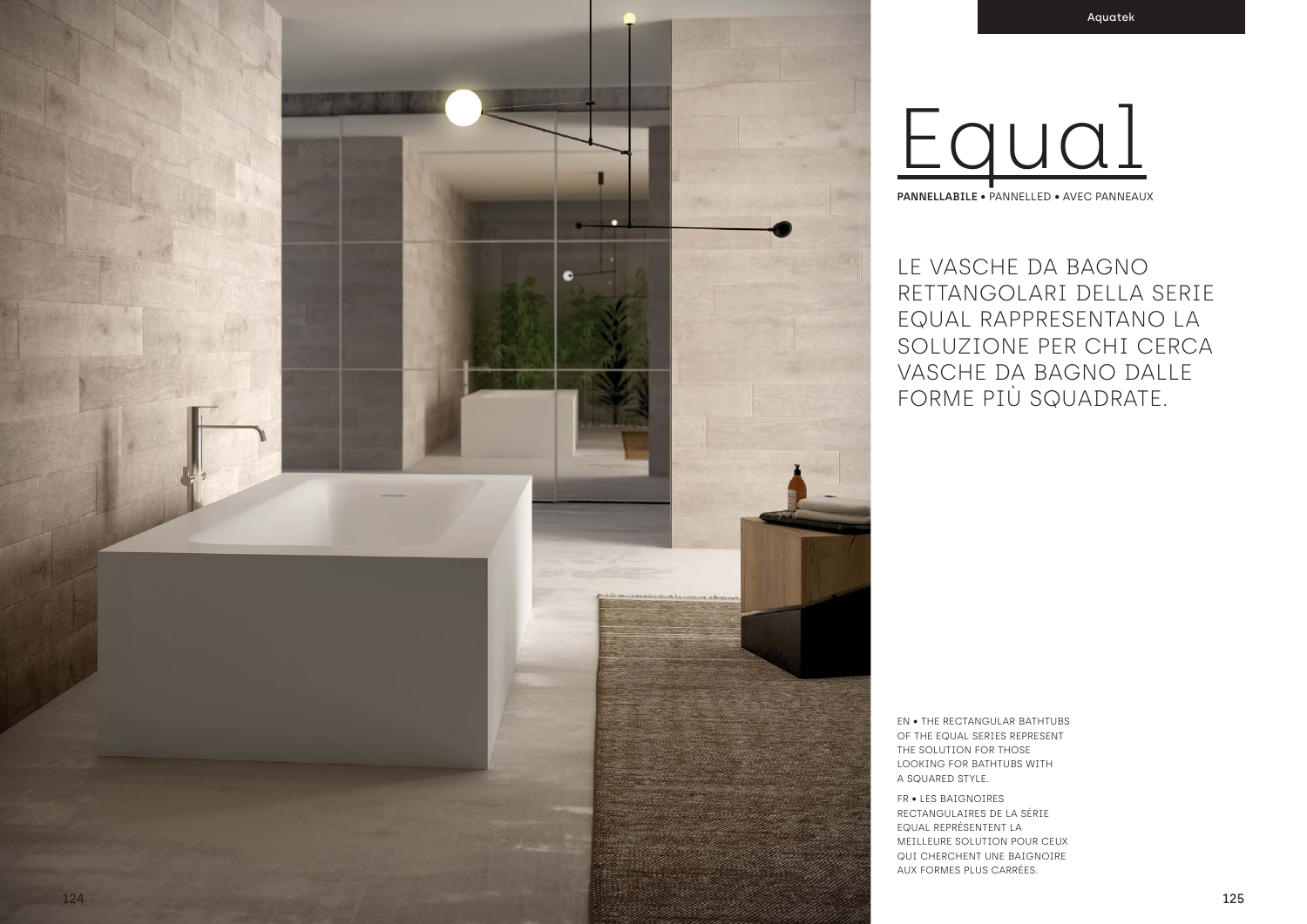# Equal

**PANNELLABILE** • PANNELLED • AVEC PANNEAUX

LE VASCHE DA BAGNO RETTANGOLARI DELLA SERIE EQUAL RAPPRESENTANO LA SOLUZIONE PER CHI CERCA VASCHE DA BAGNO DALLE FORME PIÙ SQUADRATE.

EN • THE RECTANGULAR BATHTUBS OF THE EQUAL SERIES REPRESENT THE SOLUTION FOR THOSE LOOKING FOR BATHTUBS WITH A SQUARED STYLE.

FR • LES BAIGNOIRES RECTANGULAIRES DE LA SÉRIE EQUAL REPRÉSENTENT LA MEILLEURE SOLUTION POUR CEUX QUI CHERCHENT UNE BAIGNOIRE AUX FORMES PLUS CARRÉES.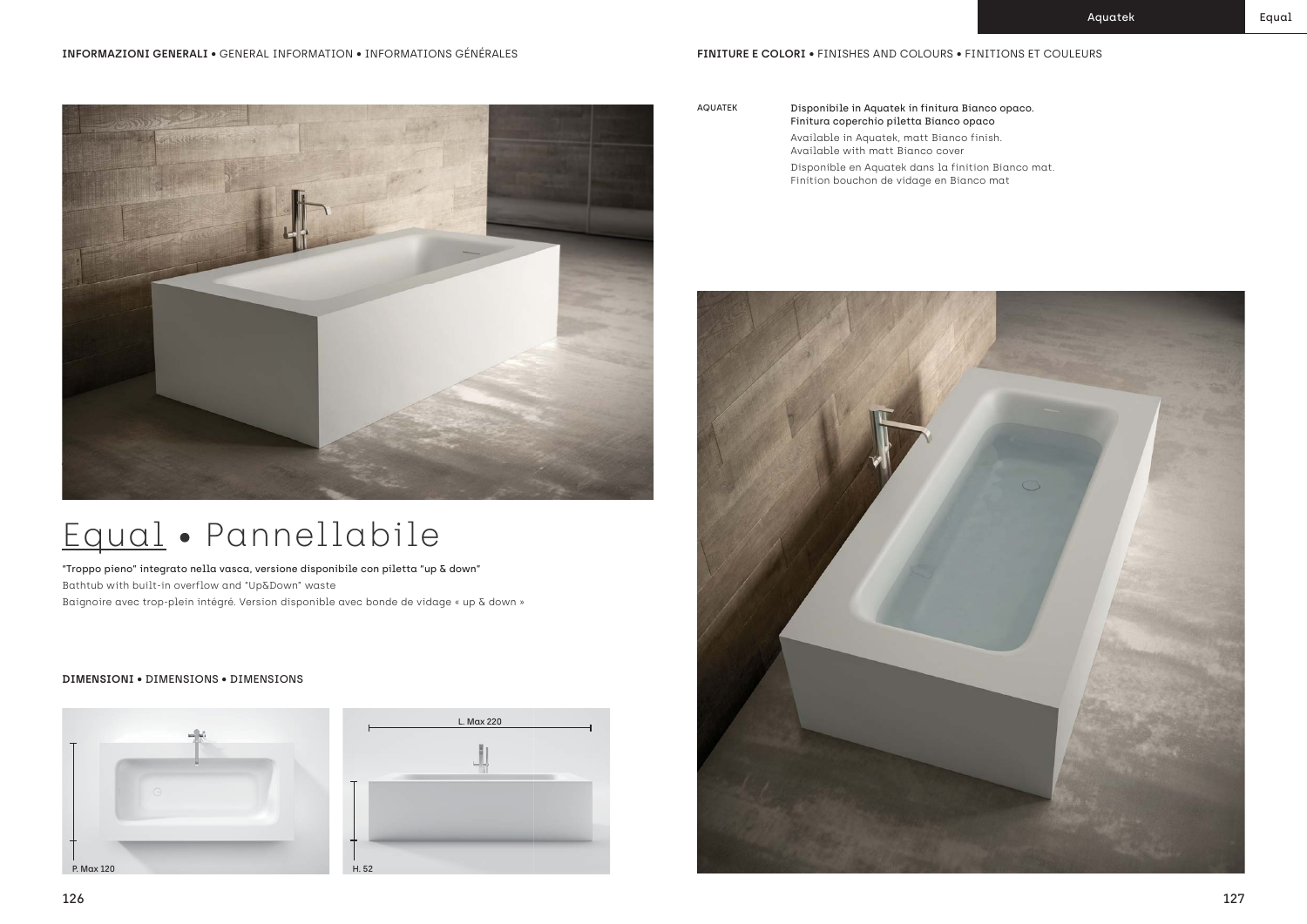**INFORMAZIONI GENERALI** • GENERAL INFORMATION • INFORMATIONS GÉNÉRALES

# Equal • Pannellabile

"Troppo pieno" integrato nella vasca, versione disponibile con piletta "up & down"

Bathtub with built-in overflow and "Up&Down" waste

Baignoire avec trop-plein intégré. Version disponible avec bonde de vidage « up & down »

**DIMENSIONI** • DIMENSIONS • DIMENSIONS

P. Max 120

L. Max 220

H. 52

**FINITURE E COLORI** • FINISHES AND COLOURS • FINITIONS ET COULEURS

AQUATEK

Disponibile in Aquatek in finitura Bianco opaco.
Finitura coperchio piletta Bianco opaco

Available in Aquatek, matt Bianco finish.
Available with matt Bianco cover

Disponible en Aquatek dans la finition Bianco mat.
Finition bouchon de vidage en Bianco mat